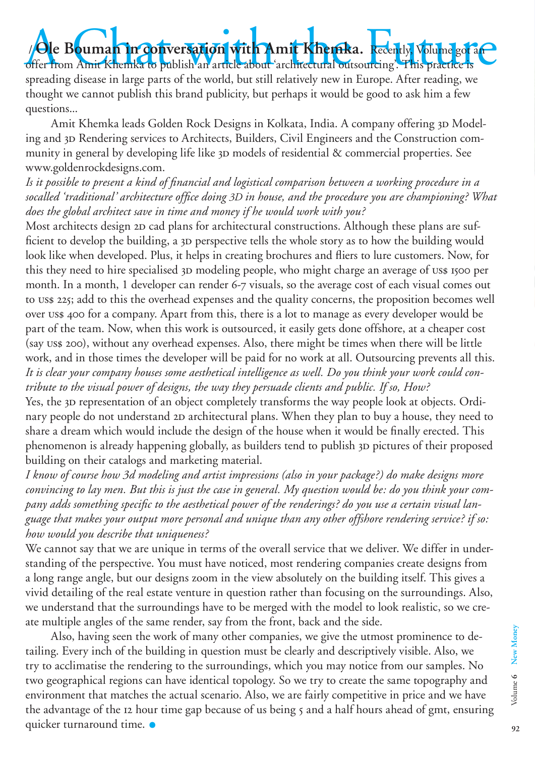# A Chat with the Future

**/ Ole Bouman in conversation with Amit Khemka.** Recently, Volume got an offer from Amit Khemka to publish an article about 'architectural outsourcing'. This practice is spreading disease in large parts of the world, but still relatively new in Europe. After reading, we thought we cannot publish this brand publicity, but perhaps it would be good to ask him a few questions...

Amit Khemka leads Golden Rock Designs in Kolkata, India. A company offering 3D Modeling and 3D Rendering services to Architects, Builders, Civil Engineers and the Construction community in general by developing life like 3D models of residential & commercial properties. See www.goldenrockdesigns.com.

*Is it possible to present a kind of financial and logistical comparison between a working procedure in a socalled 'traditional' architecture office doing 3D in house, and the procedure you are championing? What does the global architect save in time and money if he would work with you?*

Most architects design 2D cad plans for architectural constructions. Although these plans are sufficient to develop the building, a 3D perspective tells the whole story as to how the building would look like when developed. Plus, it helps in creating brochures and fliers to lure customers. Now, for this they need to hire specialised 3D modeling people, who might charge an average of US$ 1500 per month. In a month, 1 developer can render 6-7 visuals, so the average cost of each visual comes out to US$ 225; add to this the overhead expenses and the quality concerns, the proposition becomes well over US$ 400 for a company. Apart from this, there is a lot to manage as every developer would be part of the team. Now, when this work is outsourced, it easily gets done offshore, at a cheaper cost (say US$ 200), without any overhead expenses. Also, there might be times when there will be little work, and in those times the developer will be paid for no work at all. Outsourcing prevents all this.

*It is clear your company houses some aesthetical intelligence as well. Do you think your work could contribute to the visual power of designs, the way they persuade clients and public. If so, How?*

Yes, the 3D representation of an object completely transforms the way people look at objects. Ordinary people do not understand 2D architectural plans. When they plan to buy a house, they need to share a dream which would include the design of the house when it would be finally erected. This phenomenon is already happening globally, as builders tend to publish 3D pictures of their proposed building on their catalogs and marketing material.

*I know of course how 3d modeling and artist impressions (also in your package?) do make designs more convincing to lay men. But this is just the case in general. My question would be: do you think your company adds something specific to the aesthetical power of the renderings? do you use a certain visual language that makes your output more personal and unique than any other offshore rendering service? if so: how would you describe that uniqueness?*

We cannot say that we are unique in terms of the overall service that we deliver. We differ in understanding of the perspective. You must have noticed, most rendering companies create designs from a long range angle, but our designs zoom in the view absolutely on the building itself. This gives a vivid detailing of the real estate venture in question rather than focusing on the surroundings. Also, we understand that the surroundings have to be merged with the model to look realistic, so we create multiple angles of the same render, say from the front, back and the side.

Also, having seen the work of many other companies, we give the utmost prominence to detailing. Every inch of the building in question must be clearly and descriptively visible. Also, we try to acclimatise the rendering to the surroundings, which you may notice from our samples. No two geographical regions can have identical topology. So we try to create the same topography and environment that matches the actual scenario. Also, we are fairly competitive in price and we have the advantage of the 12 hour time gap because of us being 5 and a half hours ahead of gmt, ensuring quicker turnaround time. ●